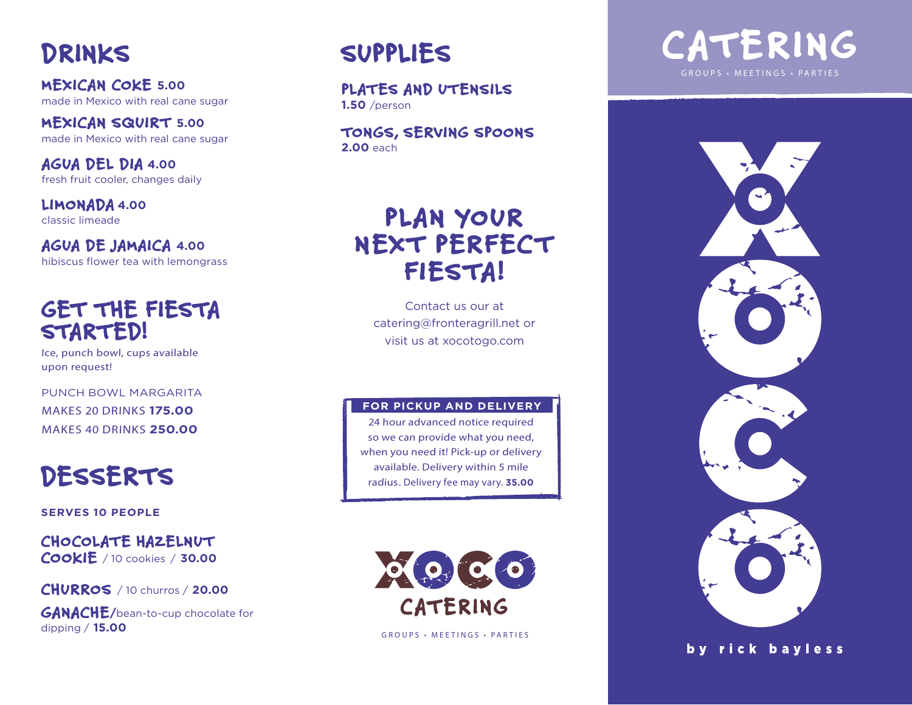# DRINKS

**MEXICAN COKE 5.00**
made in Mexico with real cane sugar

**MEXICAN SQUIRT 5.00**
made in Mexico with real cane sugar

**AGUA DEL DIA 4.00**
fresh fruit cooler, changes daily

**LIMONADA 4.00**
classic limeade

**AGUA DE JAMAICA 4.00**
hibiscus flower tea with lemongrass

# GET THE FIESTA STARTED!

Ice, punch bowl, cups available upon request!

PUNCH BOWL MARGARITA
MAKES 20 DRINKS **175.00**
MAKES 40 DRINKS **250.00**

# DESSERTS

**SERVES 10 PEOPLE**

**CHOCOLATE HAZELNUT COOKIE** / 10 cookies / **30.00**

**CHURROS** / 10 churros / **20.00**

**GANACHE/**bean-to-cup chocolate for dipping / **15.00**

# SUPPLIES

**PLATES AND UTENSILS**
**1.50** /person

**TONGS, SERVING SPOONS**
**2.00** each

# PLAN YOUR NEXT PERFECT FIESTA!

Contact us our at catering@fronteragrill.net or visit us at xocotogo.com

**FOR PICKUP AND DELIVERY**

24 hour advanced notice required so we can provide what you need, when you need it! Pick-up or delivery available. Delivery within 5 mile radius. Delivery fee may vary. **35.00**

XOCO CATERING

GROUPS • MEETINGS • PARTIES

# CATERING

GROUPS • MEETINGS • PARTIES

XOCO

by rick bayless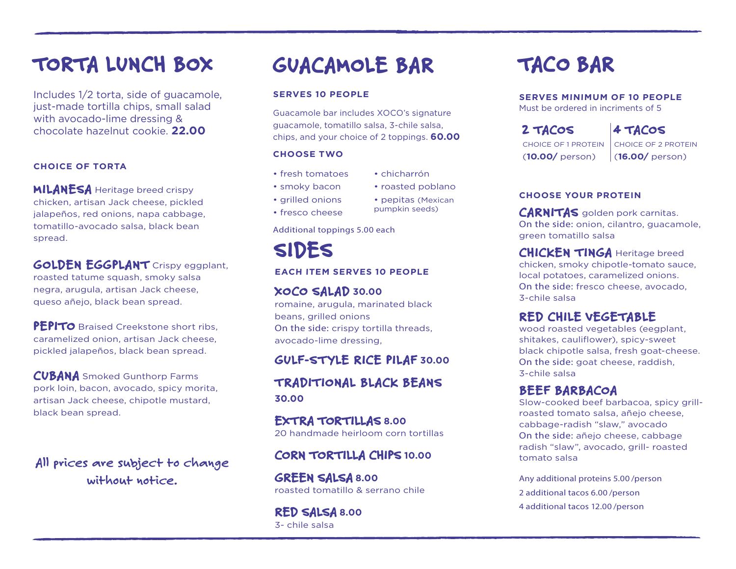# TORTA LUNCH BOX

Includes 1/2 torta, side of guacamole, just-made tortilla chips, small salad with avocado-lime dressing & chocolate hazelnut cookie. **22.00**

### CHOICE OF TORTA

**MILANESA** Heritage breed crispy chicken, artisan Jack cheese, pickled jalapeños, red onions, napa cabbage, tomatillo-avocado salsa, black bean spread.

**GOLDEN EGGPLANT** Crispy eggplant, roasted tatume squash, smoky salsa negra, arugula, artisan Jack cheese, queso añejo, black bean spread.

**PEPITO** Braised Creekstone short ribs, caramelized onion, artisan Jack cheese, pickled jalapeños, black bean spread.

**CUBANA** Smoked Gunthorp Farms pork loin, bacon, avocado, spicy morita, artisan Jack cheese, chipotle mustard, black bean spread.

All prices are subject to change without notice.

# GUACAMOLE BAR

### SERVES 10 PEOPLE

Guacamole bar includes XOCO's signature guacamole, tomatillo salsa, 3-chile salsa, chips, and your choice of 2 toppings. **60.00**

### CHOOSE TWO

- fresh tomatoes
- smoky bacon
- grilled onions
- fresco cheese
- chicharrón
- roasted poblano
- pepitas (Mexican pumpkin seeds)

Additional toppings 5.00 each

# SIDES

### EACH ITEM SERVES 10 PEOPLE

**XOCO SALAD 30.00**
romaine, arugula, marinated black beans, grilled onions
On the side: crispy tortilla threads, avocado-lime dressing,

**GULF-STYLE RICE PILAF 30.00**

**TRADITIONAL BLACK BEANS 30.00**

**EXTRA TORTILLAS 8.00**
20 handmade heirloom corn tortillas

**CORN TORTILLA CHIPS 10.00**

**GREEN SALSA 8.00**
roasted tomatillo & serrano chile

**RED SALSA 8.00**
3- chile salsa

# TACO BAR

### SERVES MINIMUM OF 10 PEOPLE

Must be ordered in incriments of 5

| 2 TACOS | 4 TACOS |
|---|---|
| CHOICE OF 1 PROTEIN | CHOICE OF 2 PROTEIN |
| (**10.00/** person) | (**16.00/** person) |

### CHOOSE YOUR PROTEIN

**CARNITAS** golden pork carnitas.
On the side: onion, cilantro, guacamole, green tomatillo salsa

**CHICKEN TINGA** Heritage breed chicken, smoky chipotle-tomato sauce, local potatoes, caramelized onions.
On the side: fresco cheese, avocado, 3-chile salsa

**RED CHILE VEGETABLE**
wood roasted vegetables (eegplant, shitakes, cauliflower), spicy-sweet black chipotle salsa, fresh goat-cheese.
On the side: goat cheese, raddish, 3-chile salsa

**BEEF BARBACOA**
Slow-cooked beef barbacoa, spicy grill-roasted tomato salsa, añejo cheese, cabbage-radish "slaw," avocado
On the side: añejo cheese, cabbage radish "slaw", avocado, grill- roasted tomato salsa

Any additional proteins 5.00 /person
2 additional tacos 6.00 /person
4 additional tacos 12.00 /person